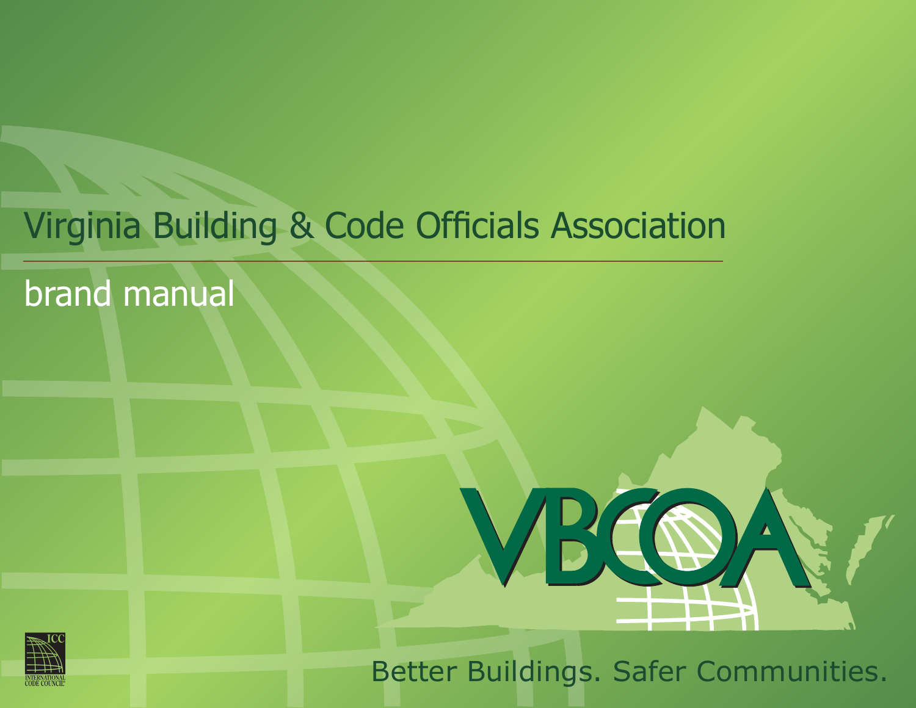# Virginia Building & Code Officials Association

## brand manual

VBCOA

Better Buildings. Safer Communities.

ICC
INTERNATIONAL CODE COUNCIL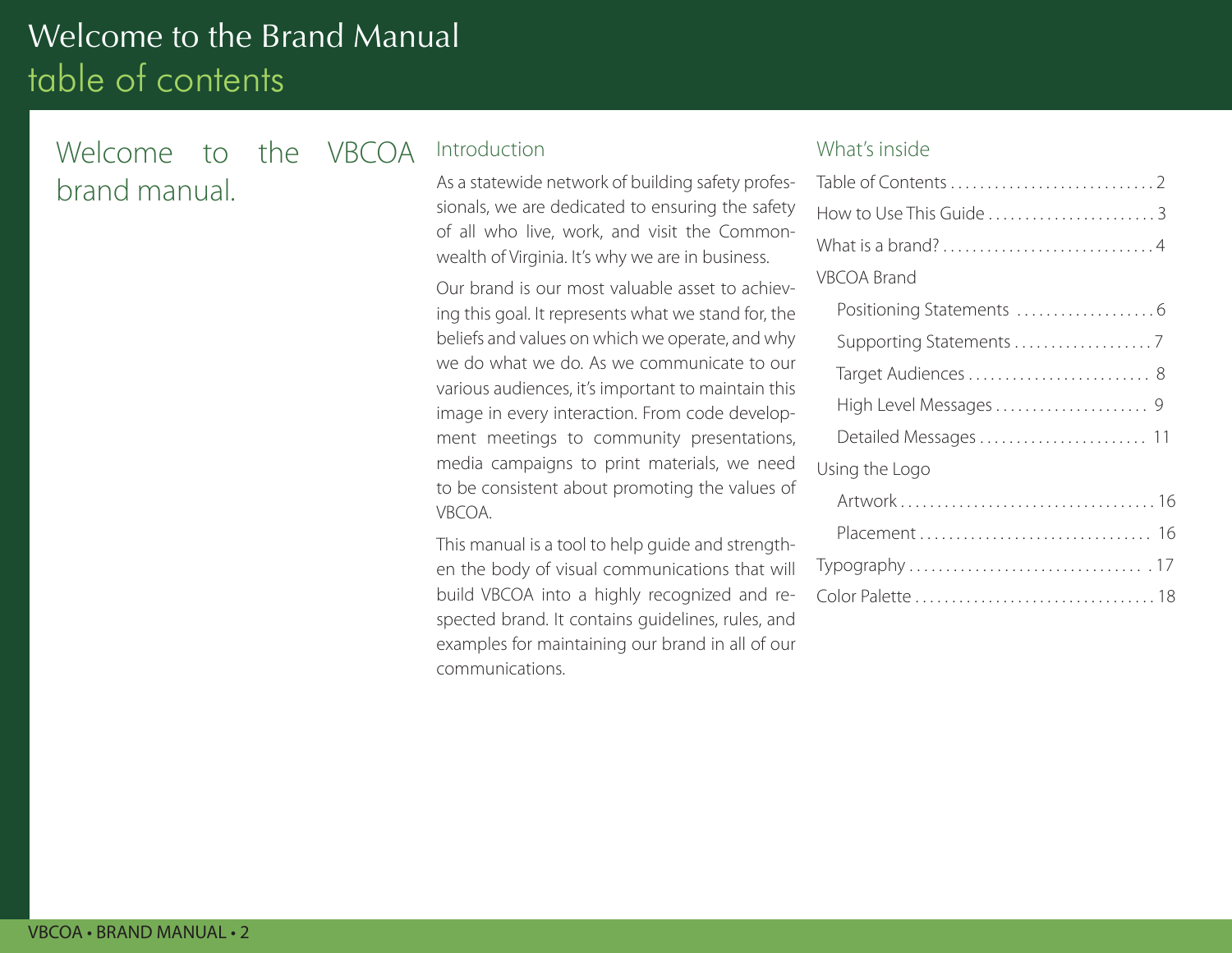# Welcome to the Brand Manual

## table of contents

## Welcome to the VBCOA brand manual.

### Introduction

As a statewide network of building safety professionals, we are dedicated to ensuring the safety of all who live, work, and visit the Commonwealth of Virginia. It's why we are in business.

Our brand is our most valuable asset to achieving this goal. It represents what we stand for, the beliefs and values on which we operate, and why we do what we do. As we communicate to our various audiences, it's important to maintain this image in every interaction. From code development meetings to community presentations, media campaigns to print materials, we need to be consistent about promoting the values of VBCOA.

This manual is a tool to help guide and strengthen the body of visual communications that will build VBCOA into a highly recognized and respected brand. It contains guidelines, rules, and examples for maintaining our brand in all of our communications.

### What's inside

- Table of Contents . . . . . . . . . . . . . . . . . . . . . . . . . . . . 2
- How to Use This Guide . . . . . . . . . . . . . . . . . . . . . . . 3
- What is a brand? . . . . . . . . . . . . . . . . . . . . . . . . . . . . 4
- VBCOA Brand
  - Positioning Statements . . . . . . . . . . . . . . . . . . 6
  - Supporting Statements . . . . . . . . . . . . . . . . . . 7
  - Target Audiences . . . . . . . . . . . . . . . . . . . . . . . . 8
  - High Level Messages . . . . . . . . . . . . . . . . . . . . 9
  - Detailed Messages . . . . . . . . . . . . . . . . . . . . . . 11
- Using the Logo
  - Artwork . . . . . . . . . . . . . . . . . . . . . . . . . . . . . . . . . . 16
  - Placement . . . . . . . . . . . . . . . . . . . . . . . . . . . . . . . 16
- Typography . . . . . . . . . . . . . . . . . . . . . . . . . . . . . . . . 17
- Color Palette . . . . . . . . . . . . . . . . . . . . . . . . . . . . . . . 18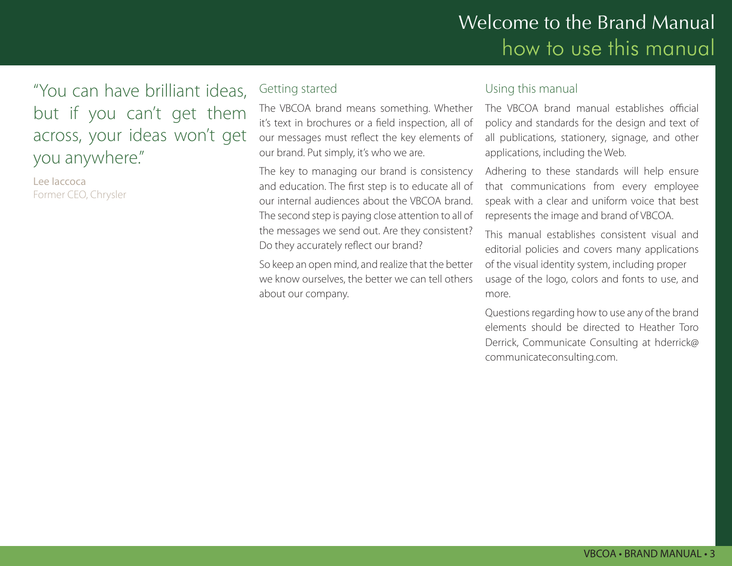# Welcome to the Brand Manual

## how to use this manual

"You can have brilliant ideas, but if you can't get them across, your ideas won't get you anywhere."

**Lee Iaccoca**
Former CEO, Chrysler

### Getting started

The VBCOA brand means something. Whether it's text in brochures or a field inspection, all of our messages must reflect the key elements of our brand. Put simply, it's who we are.

The key to managing our brand is consistency and education. The first step is to educate all of our internal audiences about the VBCOA brand. The second step is paying close attention to all of the messages we send out. Are they consistent? Do they accurately reflect our brand?

So keep an open mind, and realize that the better we know ourselves, the better we can tell others about our company.

### Using this manual

The VBCOA brand manual establishes official policy and standards for the design and text of all publications, stationery, signage, and other applications, including the Web.

Adhering to these standards will help ensure that communications from every employee speak with a clear and uniform voice that best represents the image and brand of VBCOA.

This manual establishes consistent visual and editorial policies and covers many applications of the visual identity system, including proper usage of the logo, colors and fonts to use, and more.

Questions regarding how to use any of the brand elements should be directed to Heather Toro Derrick, Communicate Consulting at hderrick@communicateconsulting.com.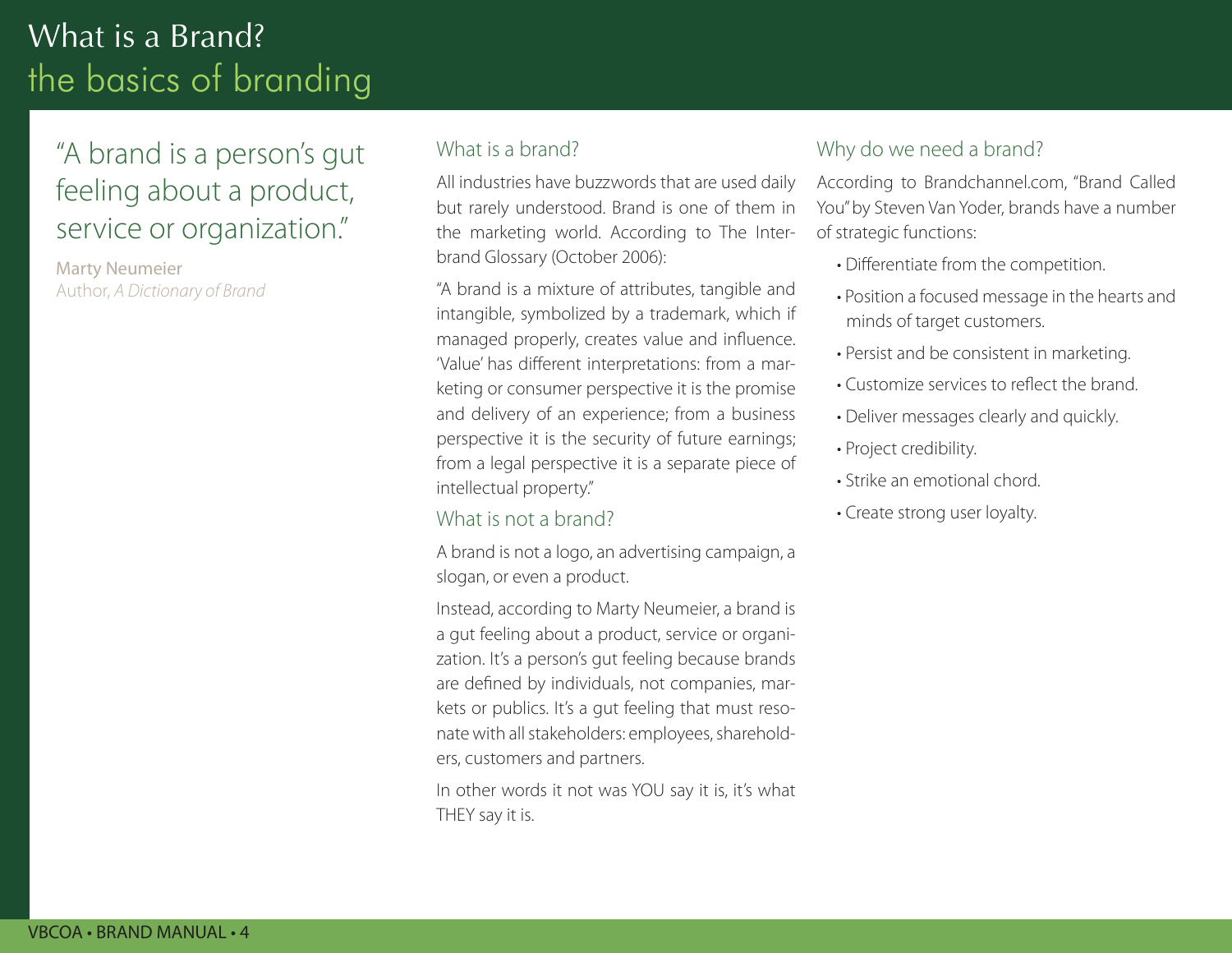# What is a Brand?
## the basics of branding

> "A brand is a person's gut feeling about a product, service or organization."
>
> Marty Neumeier
> Author, *A Dictionary of Brand*

### What is a brand?

All industries have buzzwords that are used daily but rarely understood. Brand is one of them in the marketing world. According to The Interbrand Glossary (October 2006):

"A brand is a mixture of attributes, tangible and intangible, symbolized by a trademark, which if managed properly, creates value and influence. 'Value' has different interpretations: from a marketing or consumer perspective it is the promise and delivery of an experience; from a business perspective it is the security of future earnings; from a legal perspective it is a separate piece of intellectual property."

### What is not a brand?

A brand is not a logo, an advertising campaign, a slogan, or even a product.

Instead, according to Marty Neumeier, a brand is a gut feeling about a product, service or organization. It's a person's gut feeling because brands are defined by individuals, not companies, markets or publics. It's a gut feeling that must resonate with all stakeholders: employees, shareholders, customers and partners.

In other words it not was YOU say it is, it's what THEY say it is.

### Why do we need a brand?

According to Brandchannel.com, "Brand Called You" by Steven Van Yoder, brands have a number of strategic functions:

- Differentiate from the competition.
- Position a focused message in the hearts and minds of target customers.
- Persist and be consistent in marketing.
- Customize services to reflect the brand.
- Deliver messages clearly and quickly.
- Project credibility.
- Strike an emotional chord.
- Create strong user loyalty.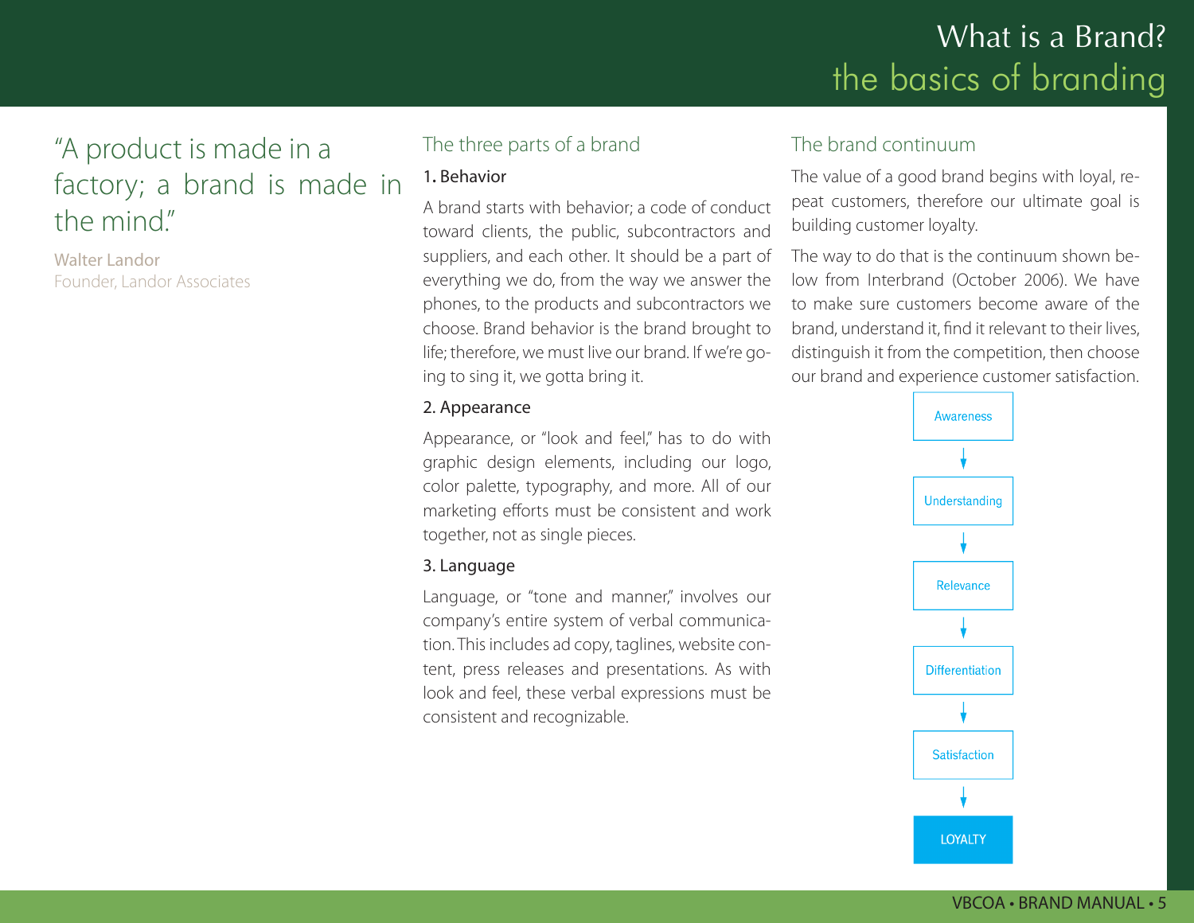# What is a Brand?
## the basics of branding

> "A product is made in a factory; a brand is made in the mind."
>
> Walter Landor
> Founder, Landor Associates

### The three parts of a brand

**1. Behavior**

A brand starts with behavior; a code of conduct toward clients, the public, subcontractors and suppliers, and each other. It should be a part of everything we do, from the way we answer the phones, to the products and subcontractors we choose. Brand behavior is the brand brought to life; therefore, we must live our brand. If we're going to sing it, we gotta bring it.

**2. Appearance**

Appearance, or "look and feel," has to do with graphic design elements, including our logo, color palette, typography, and more. All of our marketing efforts must be consistent and work together, not as single pieces.

**3. Language**

Language, or "tone and manner," involves our company's entire system of verbal communication. This includes ad copy, taglines, website content, press releases and presentations. As with look and feel, these verbal expressions must be consistent and recognizable.

### The brand continuum

The value of a good brand begins with loyal, repeat customers, therefore our ultimate goal is building customer loyalty.

The way to do that is the continuum shown below from Interbrand (October 2006). We have to make sure customers become aware of the brand, understand it, find it relevant to their lives, distinguish it from the competition, then choose our brand and experience customer satisfaction.

Awareness
↓
Understanding
↓
Relevance
↓
Differentiation
↓
Satisfaction
↓
LOYALTY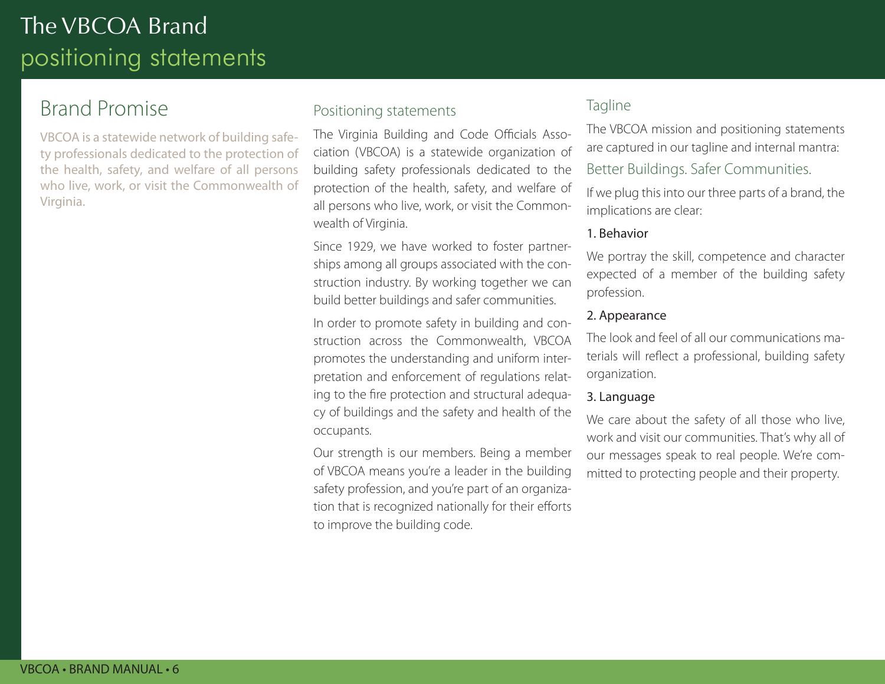# The VBCOA Brand
## positioning statements

## Brand Promise

VBCOA is a statewide network of building safety professionals dedicated to the protection of the health, safety, and welfare of all persons who live, work, or visit the Commonwealth of Virginia.

### Positioning statements

The Virginia Building and Code Officials Association (VBCOA) is a statewide organization of building safety professionals dedicated to the protection of the health, safety, and welfare of all persons who live, work, or visit the Commonwealth of Virginia.

Since 1929, we have worked to foster partnerships among all groups associated with the construction industry. By working together we can build better buildings and safer communities.

In order to promote safety in building and construction across the Commonwealth, VBCOA promotes the understanding and uniform interpretation and enforcement of regulations relating to the fire protection and structural adequacy of buildings and the safety and health of the occupants.

Our strength is our members. Being a member of VBCOA means you're a leader in the building safety profession, and you're part of an organization that is recognized nationally for their efforts to improve the building code.

### Tagline

The VBCOA mission and positioning statements are captured in our tagline and internal mantra:

Better Buildings. Safer Communities.

If we plug this into our three parts of a brand, the implications are clear:

#### 1. Behavior

We portray the skill, competence and character expected of a member of the building safety profession.

#### 2. Appearance

The look and feel of all our communications materials will reflect a professional, building safety organization.

#### 3. Language

We care about the safety of all those who live, work and visit our communities. That's why all of our messages speak to real people. We're committed to protecting people and their property.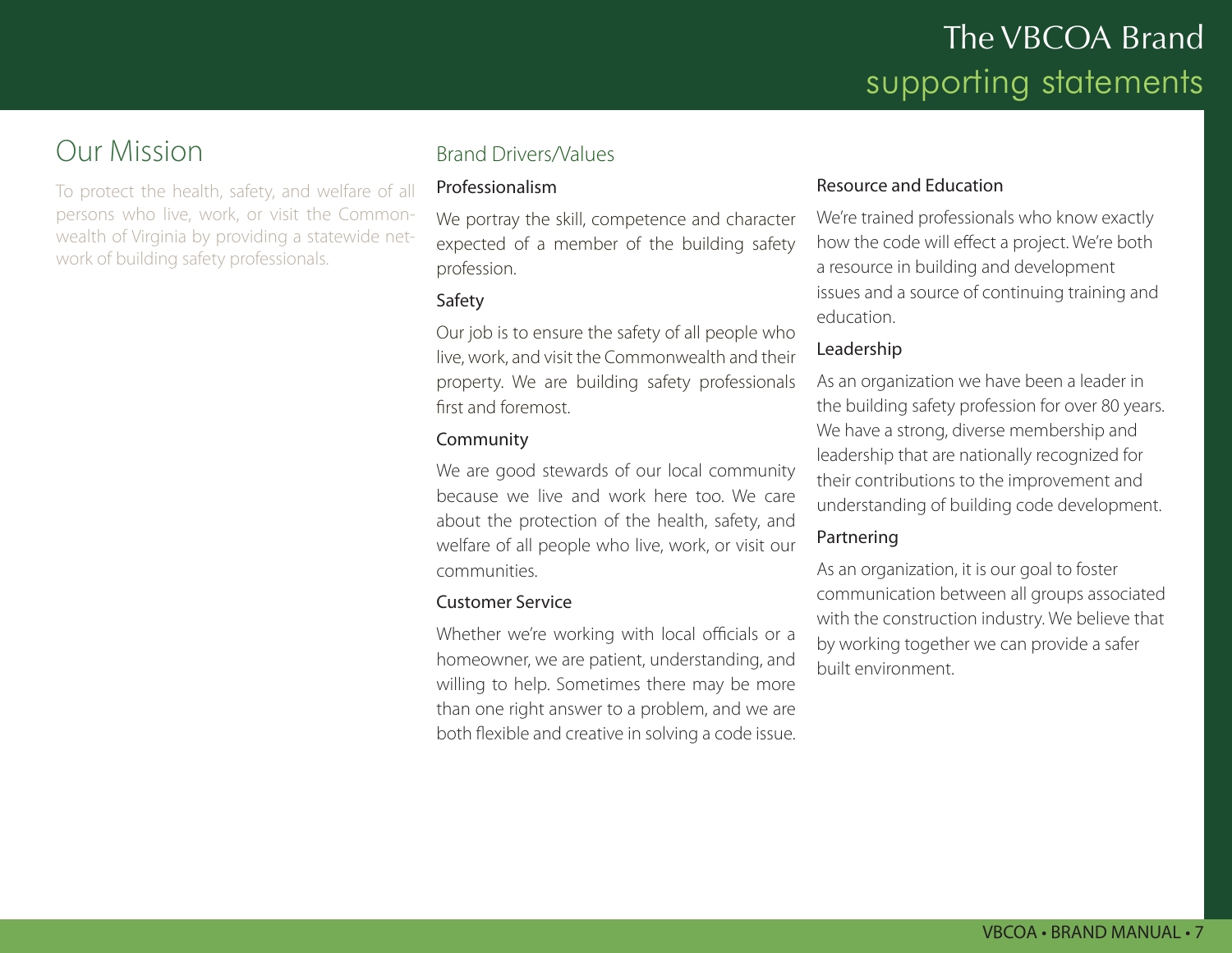# The VBCOA Brand
## supporting statements

## Our Mission

To protect the health, safety, and welfare of all persons who live, work, or visit the Commonwealth of Virginia by providing a statewide network of building safety professionals.

## Brand Drivers/Values

### Professionalism

We portray the skill, competence and character expected of a member of the building safety profession.

### Safety

Our job is to ensure the safety of all people who live, work, and visit the Commonwealth and their property. We are building safety professionals first and foremost.

### Community

We are good stewards of our local community because we live and work here too. We care about the protection of the health, safety, and welfare of all people who live, work, or visit our communities.

### Customer Service

Whether we're working with local officials or a homeowner, we are patient, understanding, and willing to help. Sometimes there may be more than one right answer to a problem, and we are both flexible and creative in solving a code issue.

### Resource and Education

We're trained professionals who know exactly how the code will effect a project. We're both a resource in building and development issues and a source of continuing training and education.

### Leadership

As an organization we have been a leader in the building safety profession for over 80 years. We have a strong, diverse membership and leadership that are nationally recognized for their contributions to the improvement and understanding of building code development.

### Partnering

As an organization, it is our goal to foster communication between all groups associated with the construction industry. We believe that by working together we can provide a safer built environment.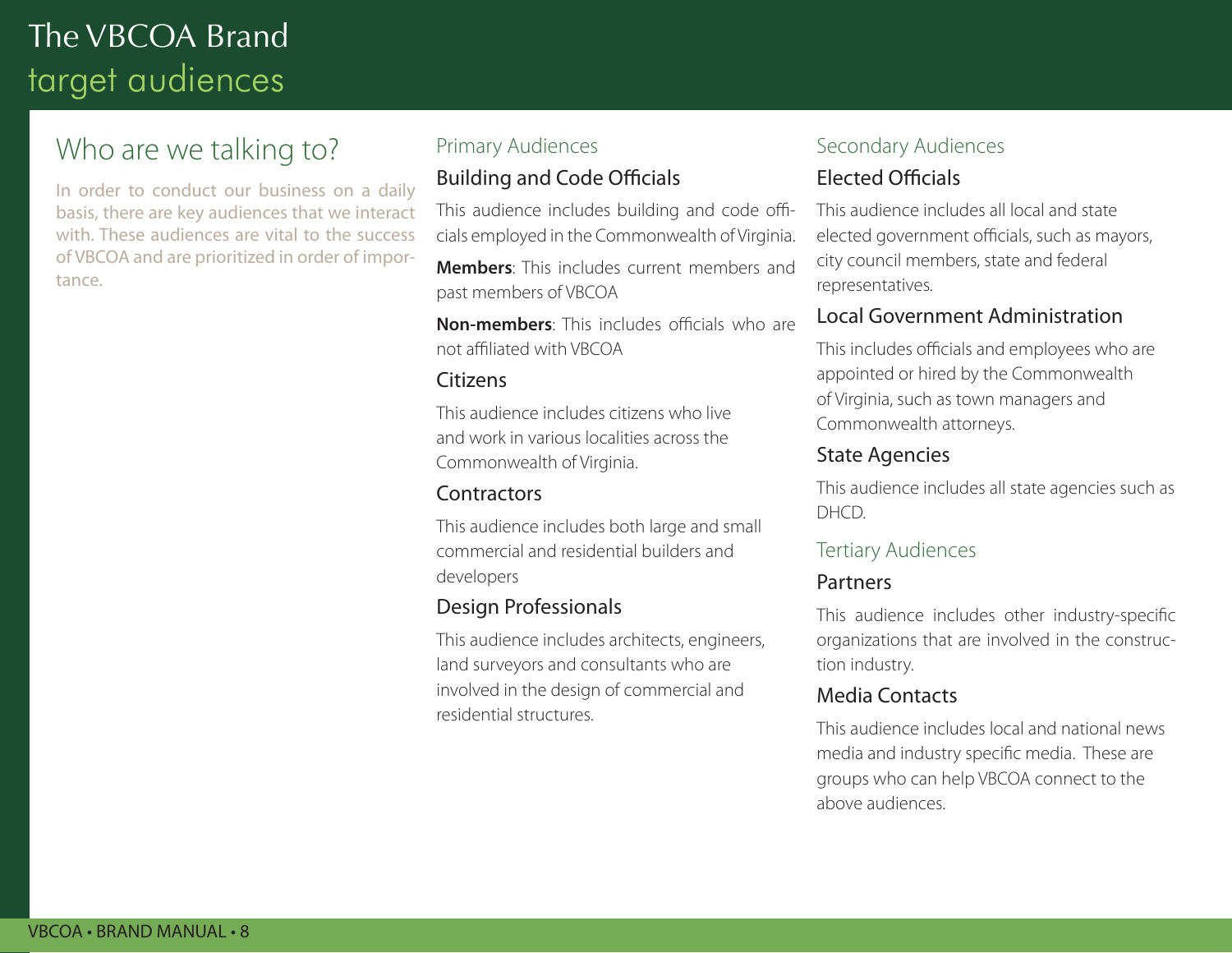# The VBCOA Brand
## target audiences

## Who are we talking to?

In order to conduct our business on a daily basis, there are key audiences that we interact with. These audiences are vital to the success of VBCOA and are prioritized in order of importance.

### Primary Audiences

#### Building and Code Officials

This audience includes building and code officials employed in the Commonwealth of Virginia.

**Members**: This includes current members and past members of VBCOA

**Non-members**: This includes officials who are not affiliated with VBCOA

#### Citizens

This audience includes citizens who live and work in various localities across the Commonwealth of Virginia.

#### Contractors

This audience includes both large and small commercial and residential builders and developers

#### Design Professionals

This audience includes architects, engineers, land surveyors and consultants who are involved in the design of commercial and residential structures.

### Secondary Audiences

#### Elected Officials

This audience includes all local and state elected government officials, such as mayors, city council members, state and federal representatives.

#### Local Government Administration

This includes officials and employees who are appointed or hired by the Commonwealth of Virginia, such as town managers and Commonwealth attorneys.

#### State Agencies

This audience includes all state agencies such as DHCD.

### Tertiary Audiences

#### Partners

This audience includes other industry-specific organizations that are involved in the construction industry.

#### Media Contacts

This audience includes local and national news media and industry specific media. These are groups who can help VBCOA connect to the above audiences.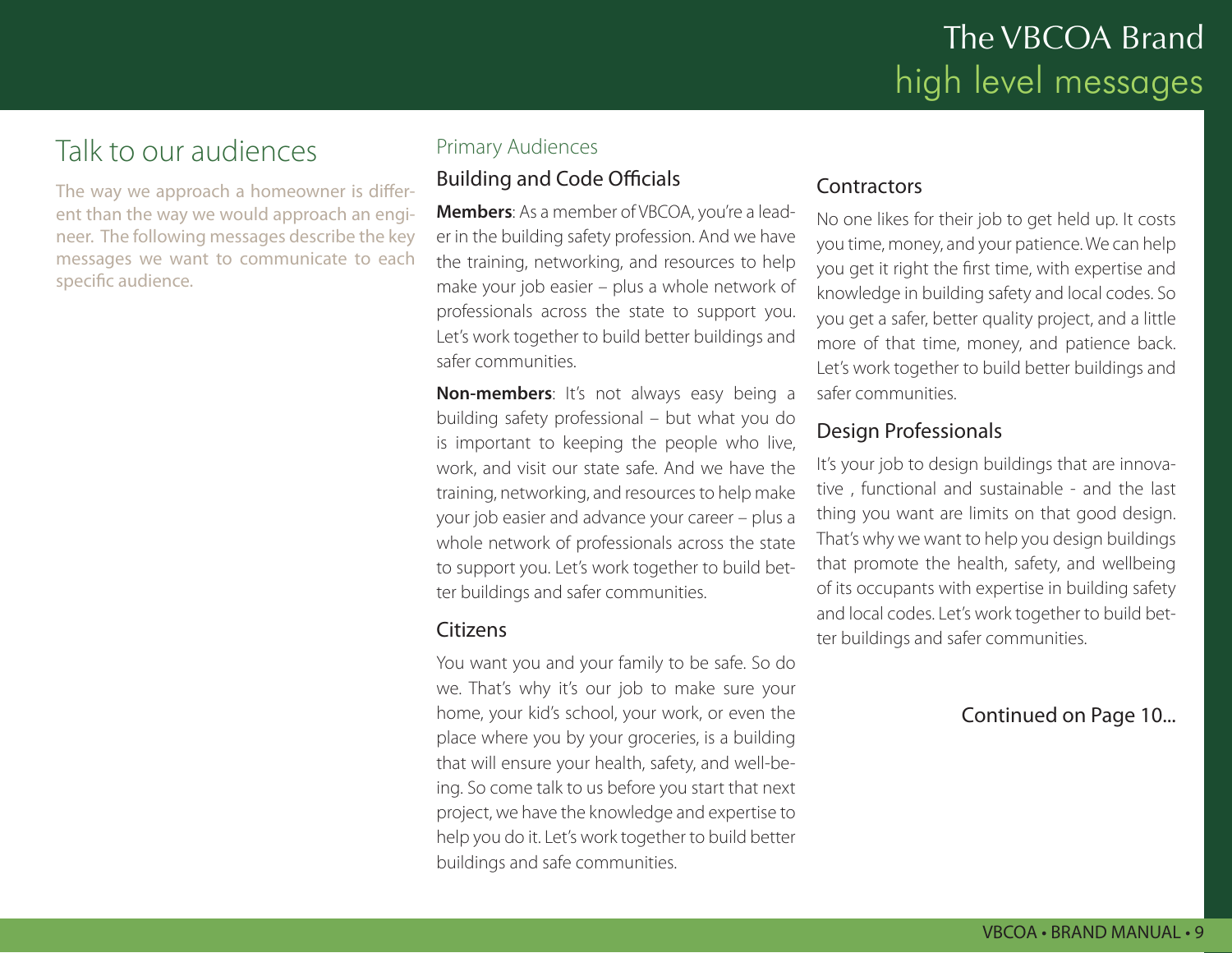# The VBCOA Brand
## high level messages

## Talk to our audiences

The way we approach a homeowner is different than the way we would approach an engineer. The following messages describe the key messages we want to communicate to each specific audience.

### Primary Audiences

#### Building and Code Officials

**Members**: As a member of VBCOA, you're a leader in the building safety profession. And we have the training, networking, and resources to help make your job easier – plus a whole network of professionals across the state to support you. Let's work together to build better buildings and safer communities.

**Non-members**: It's not always easy being a building safety professional – but what you do is important to keeping the people who live, work, and visit our state safe. And we have the training, networking, and resources to help make your job easier and advance your career – plus a whole network of professionals across the state to support you. Let's work together to build better buildings and safer communities.

#### Citizens

You want you and your family to be safe. So do we. That's why it's our job to make sure your home, your kid's school, your work, or even the place where you by your groceries, is a building that will ensure your health, safety, and well-being. So come talk to us before you start that next project, we have the knowledge and expertise to help you do it. Let's work together to build better buildings and safe communities.

#### Contractors

No one likes for their job to get held up. It costs you time, money, and your patience. We can help you get it right the first time, with expertise and knowledge in building safety and local codes. So you get a safer, better quality project, and a little more of that time, money, and patience back. Let's work together to build better buildings and safer communities.

#### Design Professionals

It's your job to design buildings that are innovative , functional and sustainable - and the last thing you want are limits on that good design. That's why we want to help you design buildings that promote the health, safety, and wellbeing of its occupants with expertise in building safety and local codes. Let's work together to build better buildings and safer communities.

Continued on Page 10...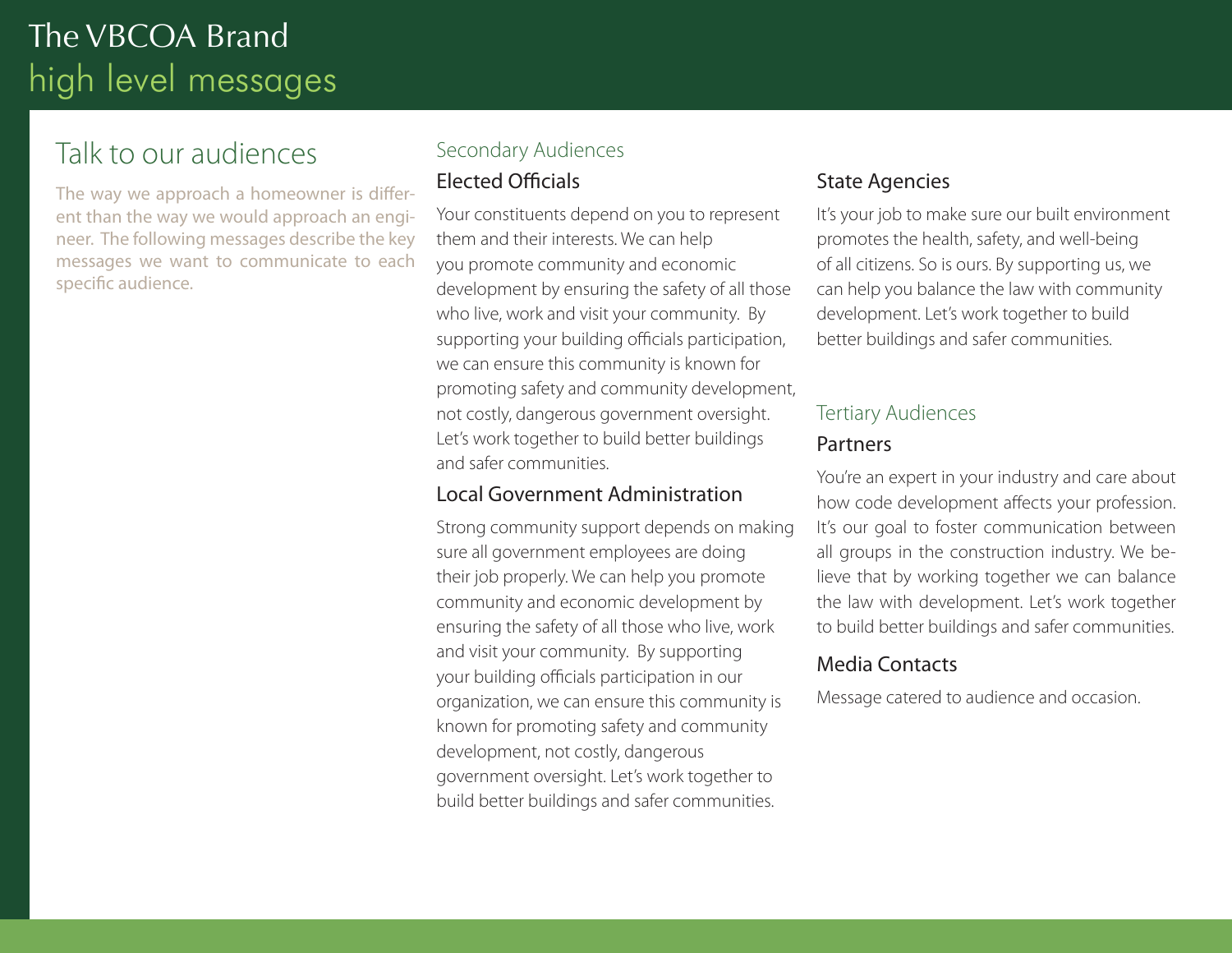# The VBCOA Brand
## high level messages

## Talk to our audiences

The way we approach a homeowner is different than the way we would approach an engineer. The following messages describe the key messages we want to communicate to each specific audience.

### Secondary Audiences

#### Elected Officials

Your constituents depend on you to represent them and their interests. We can help you promote community and economic development by ensuring the safety of all those who live, work and visit your community. By supporting your building officials participation, we can ensure this community is known for promoting safety and community development, not costly, dangerous government oversight. Let's work together to build better buildings and safer communities.

#### Local Government Administration

Strong community support depends on making sure all government employees are doing their job properly. We can help you promote community and economic development by ensuring the safety of all those who live, work and visit your community. By supporting your building officials participation in our organization, we can ensure this community is known for promoting safety and community development, not costly, dangerous government oversight. Let's work together to build better buildings and safer communities.

#### State Agencies

It's your job to make sure our built environment promotes the health, safety, and well-being of all citizens. So is ours. By supporting us, we can help you balance the law with community development. Let's work together to build better buildings and safer communities.

### Tertiary Audiences

#### Partners

You're an expert in your industry and care about how code development affects your profession. It's our goal to foster communication between all groups in the construction industry. We believe that by working together we can balance the law with development. Let's work together to build better buildings and safer communities.

#### Media Contacts

Message catered to audience and occasion.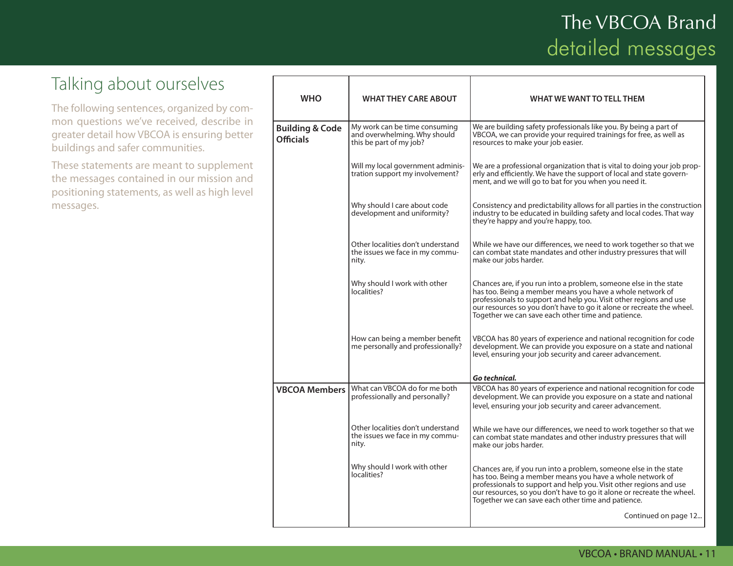# The VBCOA Brand
## detailed messages

## Talking about ourselves

The following sentences, organized by common questions we've received, describe in greater detail how VBCOA is ensuring better buildings and safer communities.

These statements are meant to supplement the messages contained in our mission and positioning statements, as well as high level messages.

| WHO | WHAT THEY CARE ABOUT | WHAT WE WANT TO TELL THEM |
|---|---|---|
| **Building & Code Officials** | My work can be time consuming and overwhelming. Why should this be part of my job? | We are building safety professionals like you. By being a part of VBCOA, we can provide your required trainings for free, as well as resources to make your job easier. |
| | Will my local government administration support my involvement? | We are a professional organization that is vital to doing your job properly and efficiently. We have the support of local and state government, and we will go to bat for you when you need it. |
| | Why should I care about code development and uniformity? | Consistency and predictability allows for all parties in the construction industry to be educated in building safety and local codes. That way they're happy and you're happy, too. |
| | Other localities don't understand the issues we face in my community. | While we have our differences, we need to work together so that we can combat state mandates and other industry pressures that will make our jobs harder. |
| | Why should I work with other localities? | Chances are, if you run into a problem, someone else in the state has too. Being a member means you have a whole network of professionals to support and help you. Visit other regions and use our resources so you don't have to go it alone or recreate the wheel. Together we can save each other time and patience. |
| | How can being a member benefit me personally and professionally? | VBCOA has 80 years of experience and national recognition for code development. We can provide you exposure on a state and national level, ensuring your job security and career advancement.<br><br>***Go technical.*** |
| **VBCOA Members** | What can VBCOA do for me both professionally and personally? | VBCOA has 80 years of experience and national recognition for code development. We can provide you exposure on a state and national level, ensuring your job security and career advancement. |
| | Other localities don't understand the issues we face in my community. | While we have our differences, we need to work together so that we can combat state mandates and other industry pressures that will make our jobs harder. |
| | Why should I work with other localities? | Chances are, if you run into a problem, someone else in the state has too. Being a member means you have a whole network of professionals to support and help you. Visit other regions and use our resources, so you don't have to go it alone or recreate the wheel. Together we can save each other time and patience.<br><br>Continued on page 12... |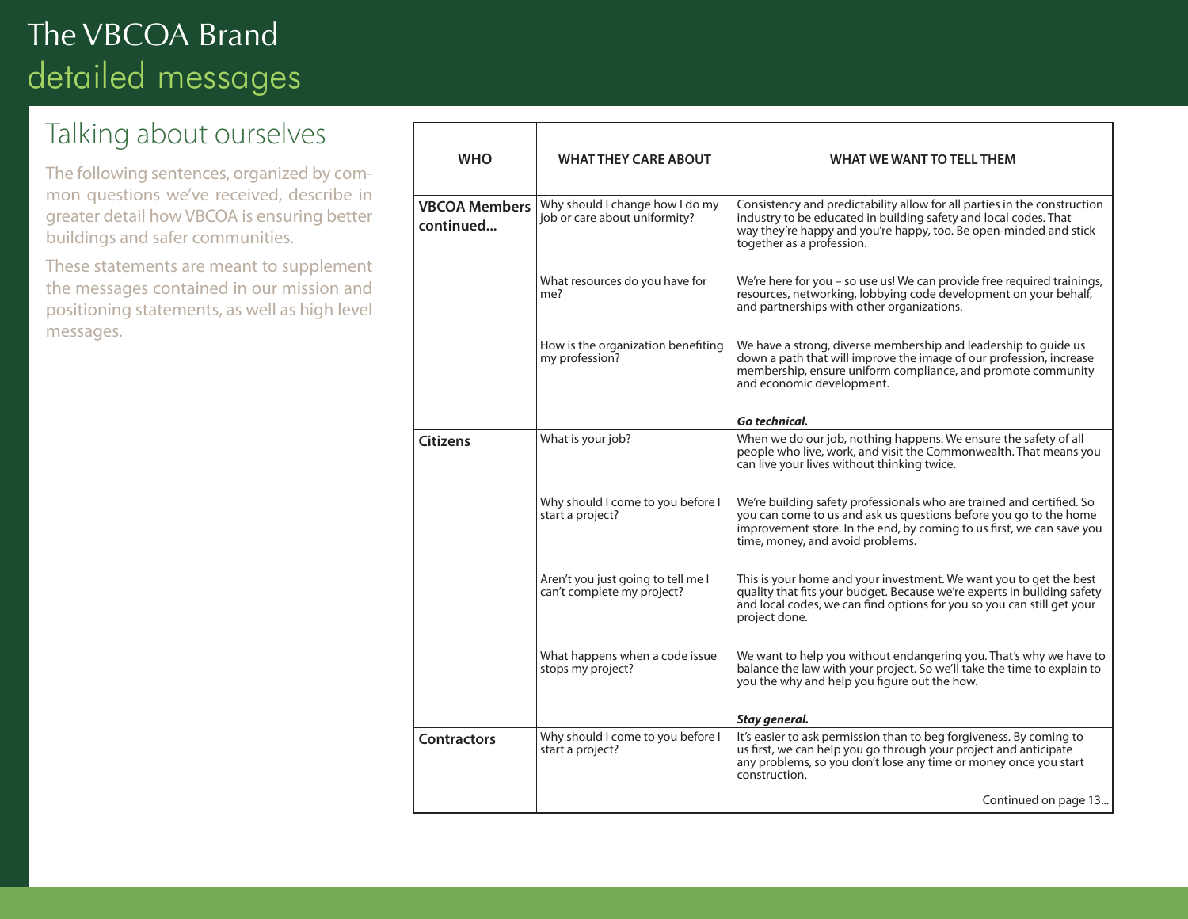# The VBCOA Brand
## detailed messages

### Talking about ourselves

The following sentences, organized by common questions we've received, describe in greater detail how VBCOA is ensuring better buildings and safer communities.

These statements are meant to supplement the messages contained in our mission and positioning statements, as well as high level messages.

| WHO | WHAT THEY CARE ABOUT | WHAT WE WANT TO TELL THEM |
|---|---|---|
| **VBCOA Members continued...** | Why should I change how I do my job or care about uniformity? | Consistency and predictability allow for all parties in the construction industry to be educated in building safety and local codes. That way they're happy and you're happy, too. Be open-minded and stick together as a profession. |
| | What resources do you have for me? | We're here for you – so use us! We can provide free required trainings, resources, networking, lobbying code development on your behalf, and partnerships with other organizations. |
| | How is the organization benefiting my profession? | We have a strong, diverse membership and leadership to guide us down a path that will improve the image of our profession, increase membership, ensure uniform compliance, and promote community and economic development.<br><br>***Go technical.*** |
| **Citizens** | What is your job? | When we do our job, nothing happens. We ensure the safety of all people who live, work, and visit the Commonwealth. That means you can live your lives without thinking twice. |
| | Why should I come to you before I start a project? | We're building safety professionals who are trained and certified. So you can come to us and ask us questions before you go to the home improvement store. In the end, by coming to us first, we can save you time, money, and avoid problems. |
| | Aren't you just going to tell me I can't complete my project? | This is your home and your investment. We want you to get the best quality that fits your budget. Because we're experts in building safety and local codes, we can find options for you so you can still get your project done. |
| | What happens when a code issue stops my project? | We want to help you without endangering you. That's why we have to balance the law with your project. So we'll take the time to explain to you the why and help you figure out the how.<br><br>***Stay general.*** |
| **Contractors** | Why should I come to you before I start a project? | It's easier to ask permission than to beg forgiveness. By coming to us first, we can help you go through your project and anticipate any problems, so you don't lose any time or money once you start construction.<br><br>Continued on page 13... |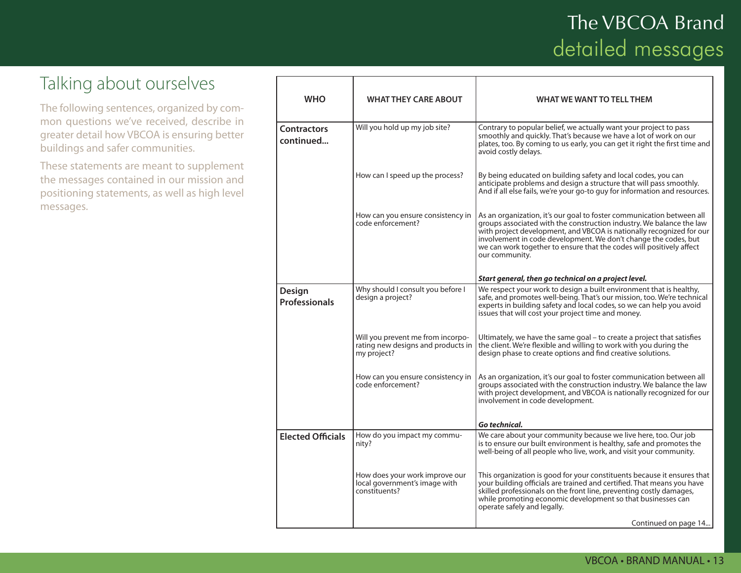# The VBCOA Brand
## detailed messages

## Talking about ourselves

The following sentences, organized by common questions we've received, describe in greater detail how VBCOA is ensuring better buildings and safer communities.

These statements are meant to supplement the messages contained in our mission and positioning statements, as well as high level messages.

| WHO | WHAT THEY CARE ABOUT | WHAT WE WANT TO TELL THEM |
|---|---|---|
| **Contractors continued...** | Will you hold up my job site? | Contrary to popular belief, we actually want your project to pass smoothly and quickly. That's because we have a lot of work on our plates, too. By coming to us early, you can get it right the first time and avoid costly delays. |
| | How can I speed up the process? | By being educated on building safety and local codes, you can anticipate problems and design a structure that will pass smoothly. And if all else fails, we're your go-to guy for information and resources. |
| | How can you ensure consistency in code enforcement? | As an organization, it's our goal to foster communication between all groups associated with the construction industry. We balance the law with project development, and VBCOA is nationally recognized for our involvement in code development. We don't change the codes, but we can work together to ensure that the codes will positively affect our community.<br><br>***Start general, then go technical on a project level.*** |
| **Design Professionals** | Why should I consult you before I design a project? | We respect your work to design a built environment that is healthy, safe, and promotes well-being. That's our mission, too. We're technical experts in building safety and local codes, so we can help you avoid issues that will cost your project time and money. |
| | Will you prevent me from incorporating new designs and products in my project? | Ultimately, we have the same goal – to create a project that satisfies the client. We're flexible and willing to work with you during the design phase to create options and find creative solutions. |
| | How can you ensure consistency in code enforcement? | As an organization, it's our goal to foster communication between all groups associated with the construction industry. We balance the law with project development, and VBCOA is nationally recognized for our involvement in code development.<br><br>***Go technical.*** |
| **Elected Officials** | How do you impact my community? | We care about your community because we live here, too. Our job is to ensure our built environment is healthy, safe and promotes the well-being of all people who live, work, and visit your community. |
| | How does your work improve our local government's image with constituents? | This organization is good for your constituents because it ensures that your building officials are trained and certified. That means you have skilled professionals on the front line, preventing costly damages, while promoting economic development so that businesses can operate safely and legally.<br><br>Continued on page 14... |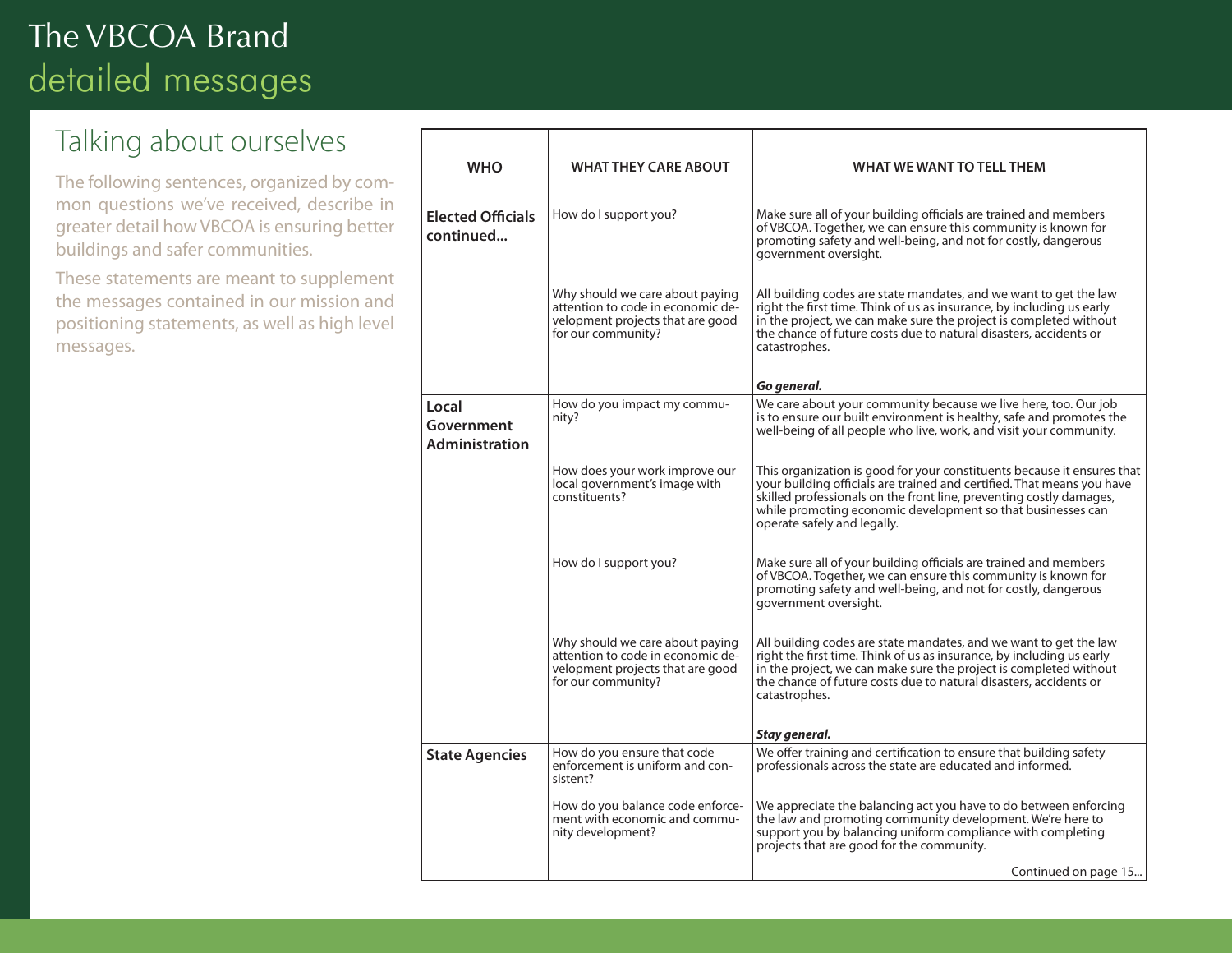# The VBCOA Brand
## detailed messages

### Talking about ourselves

The following sentences, organized by common questions we've received, describe in greater detail how VBCOA is ensuring better buildings and safer communities.

These statements are meant to supplement the messages contained in our mission and positioning statements, as well as high level messages.

| WHO | WHAT THEY CARE ABOUT | WHAT WE WANT TO TELL THEM |
|---|---|---|
| **Elected Officials continued...** | How do I support you? | Make sure all of your building officials are trained and members of VBCOA. Together, we can ensure this community is known for promoting safety and well-being, and not for costly, dangerous government oversight. |
| | Why should we care about paying attention to code in economic development projects that are good for our community? | All building codes are state mandates, and we want to get the law right the first time. Think of us as insurance, by including us early in the project, we can make sure the project is completed without the chance of future costs due to natural disasters, accidents or catastrophes. <br><br> ***Go general.*** |
| **Local Government Administration** | How do you impact my community? | We care about your community because we live here, too. Our job is to ensure our built environment is healthy, safe and promotes the well-being of all people who live, work, and visit your community. |
| | How does your work improve our local government's image with constituents? | This organization is good for your constituents because it ensures that your building officials are trained and certified. That means you have skilled professionals on the front line, preventing costly damages, while promoting economic development so that businesses can operate safely and legally. |
| | How do I support you? | Make sure all of your building officials are trained and members of VBCOA. Together, we can ensure this community is known for promoting safety and well-being, and not for costly, dangerous government oversight. |
| | Why should we care about paying attention to code in economic development projects that are good for our community? | All building codes are state mandates, and we want to get the law right the first time. Think of us as insurance, by including us early in the project, we can make sure the project is completed without the chance of future costs due to natural disasters, accidents or catastrophes. <br><br> ***Stay general.*** |
| **State Agencies** | How do you ensure that code enforcement is uniform and consistent? | We offer training and certification to ensure that building safety professionals across the state are educated and informed. |
| | How do you balance code enforcement with economic and community development? | We appreciate the balancing act you have to do between enforcing the law and promoting community development. We're here to support you by balancing uniform compliance with completing projects that are good for the community. |

Continued on page 15...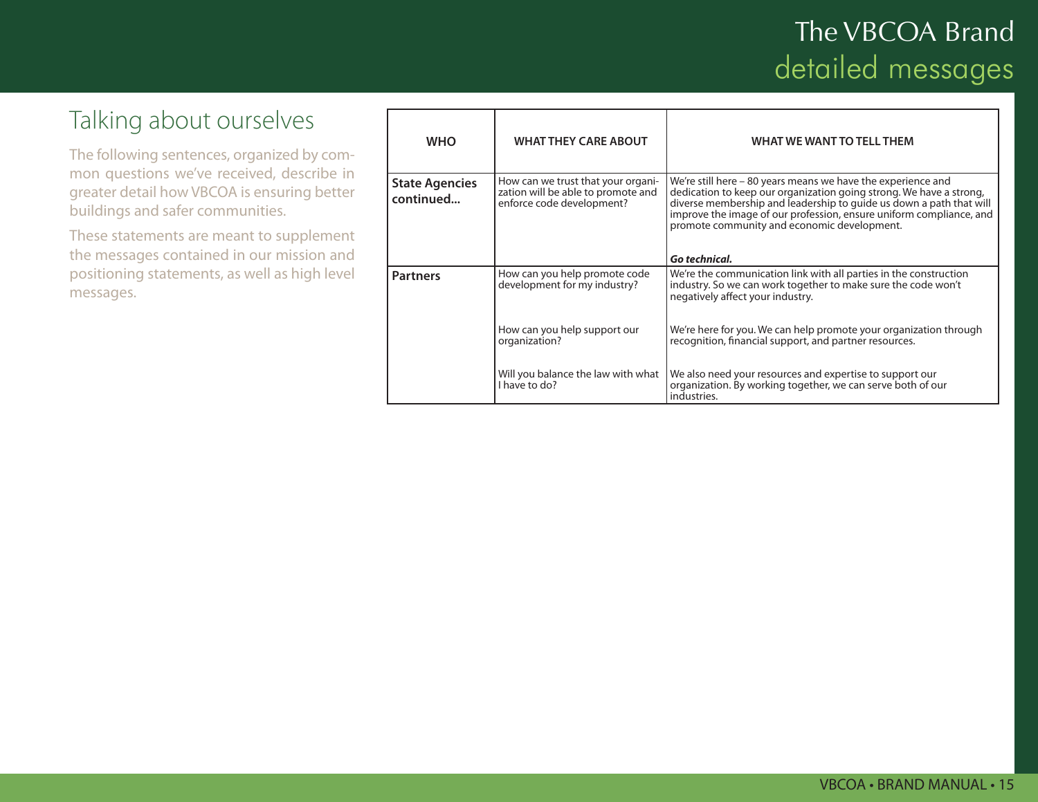# The VBCOA Brand
## detailed messages

## Talking about ourselves

The following sentences, organized by common questions we've received, describe in greater detail how VBCOA is ensuring better buildings and safer communities.

These statements are meant to supplement the messages contained in our mission and positioning statements, as well as high level messages.

| WHO | WHAT THEY CARE ABOUT | WHAT WE WANT TO TELL THEM |
|---|---|---|
| **State Agencies continued...** | How can we trust that your organization will be able to promote and enforce code development? | We're still here – 80 years means we have the experience and dedication to keep our organization going strong. We have a strong, diverse membership and leadership to guide us down a path that will improve the image of our profession, ensure uniform compliance, and promote community and economic development.<br><br>***Go technical.*** |
| **Partners** | How can you help promote code development for my industry? | We're the communication link with all parties in the construction industry. So we can work together to make sure the code won't negatively affect your industry. |
| | How can you help support our organization? | We're here for you. We can help promote your organization through recognition, financial support, and partner resources. |
| | Will you balance the law with what I have to do? | We also need your resources and expertise to support our organization. By working together, we can serve both of our industries. |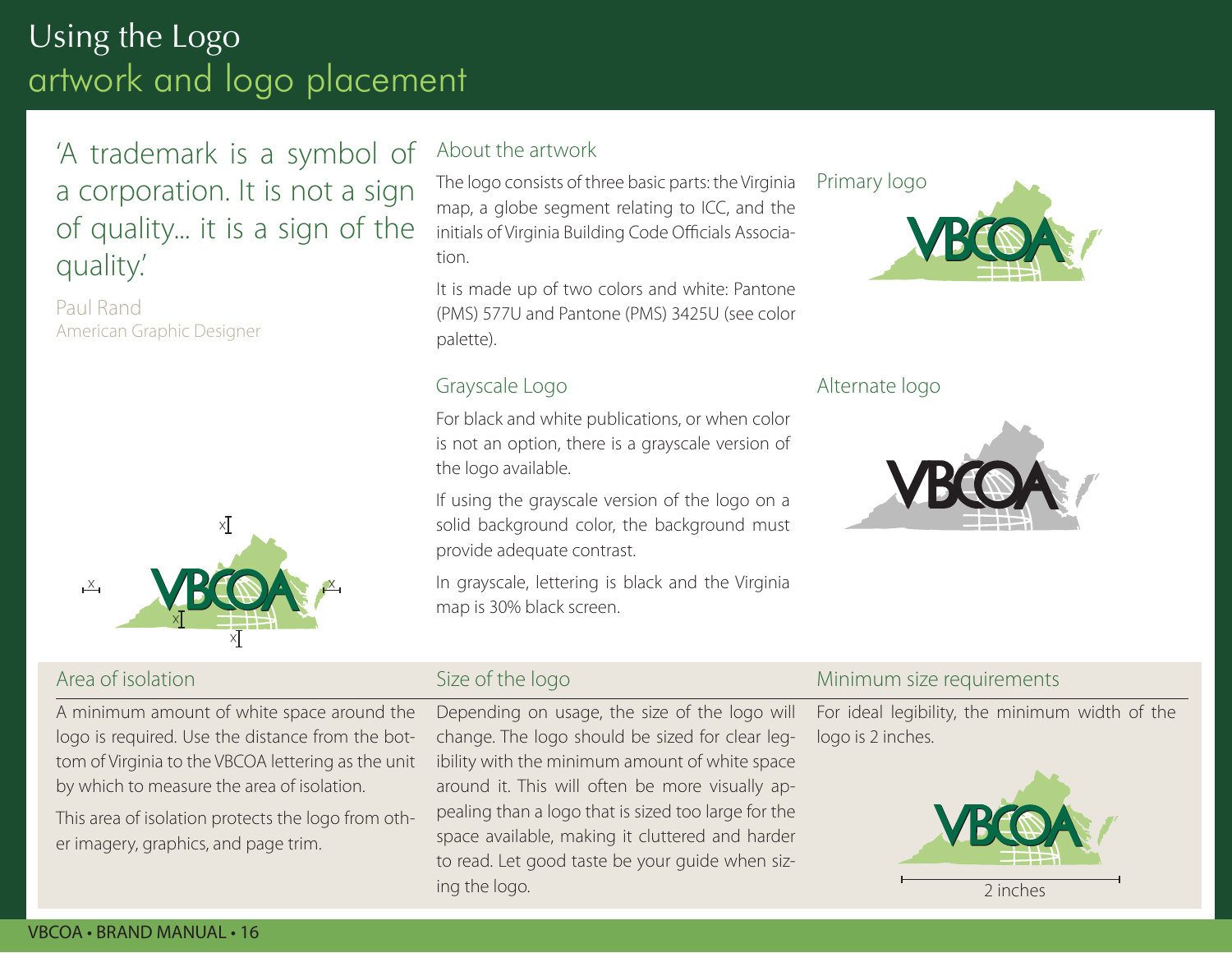# Using the Logo
## artwork and logo placement

> 'A trademark is a symbol of a corporation. It is not a sign of quality... it is a sign of the quality.'
>
> Paul Rand
> American Graphic Designer

### About the artwork

The logo consists of three basic parts: the Virginia map, a globe segment relating to ICC, and the initials of Virginia Building Code Officials Association.

It is made up of two colors and white: Pantone (PMS) 577U and Pantone (PMS) 3425U (see color palette).

### Primary logo

### Grayscale Logo

For black and white publications, or when color is not an option, there is a grayscale version of the logo available.

If using the grayscale version of the logo on a solid background color, the background must provide adequate contrast.

In grayscale, lettering is black and the Virginia map is 30% black screen.

### Alternate logo

### Area of isolation

A minimum amount of white space around the logo is required. Use the distance from the bottom of Virginia to the VBCOA lettering as the unit by which to measure the area of isolation.

This area of isolation protects the logo from other imagery, graphics, and page trim.

### Size of the logo

Depending on usage, the size of the logo will change. The logo should be sized for clear legibility with the minimum amount of white space around it. This will often be more visually appealing than a logo that is sized too large for the space available, making it cluttered and harder to read. Let good taste be your guide when sizing the logo.

### Minimum size requirements

For ideal legibility, the minimum width of the logo is 2 inches.

2 inches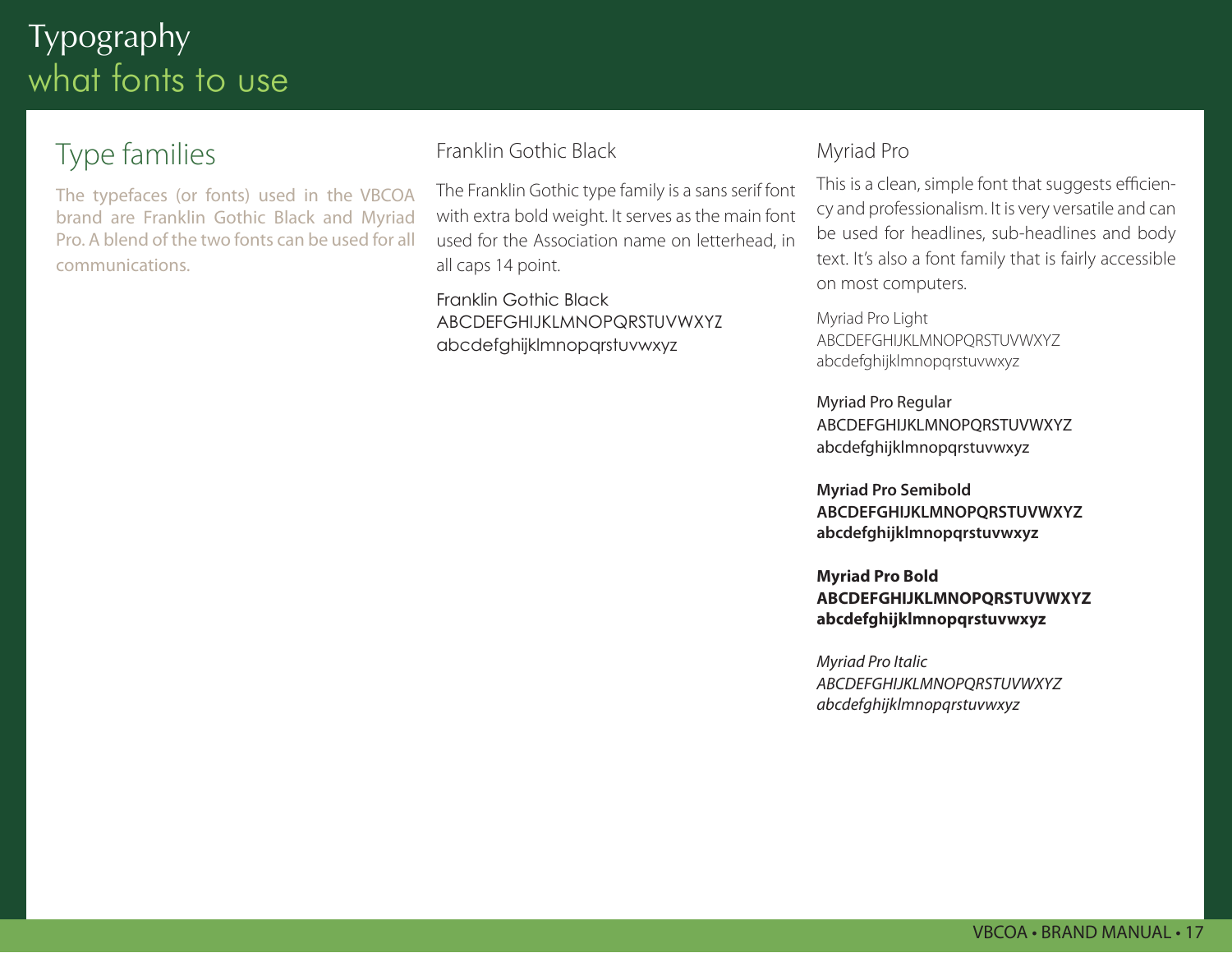# Typography
## what fonts to use

## Type families

The typefaces (or fonts) used in the VBCOA brand are Franklin Gothic Black and Myriad Pro. A blend of the two fonts can be used for all communications.

### Franklin Gothic Black

The Franklin Gothic type family is a sans serif font with extra bold weight. It serves as the main font used for the Association name on letterhead, in all caps 14 point.

Franklin Gothic Black
ABCDEFGHIJKLMNOPQRSTUVWXYZ
abcdefghijklmnopqrstuvwxyz

### Myriad Pro

This is a clean, simple font that suggests efficiency and professionalism. It is very versatile and can be used for headlines, sub-headlines and body text. It's also a font family that is fairly accessible on most computers.

Myriad Pro Light
ABCDEFGHIJKLMNOPQRSTUVWXYZ
abcdefghijklmnopqrstuvwxyz

Myriad Pro Regular
ABCDEFGHIJKLMNOPQRSTUVWXYZ
abcdefghijklmnopqrstuvwxyz

**Myriad Pro Semibold**
**ABCDEFGHIJKLMNOPQRSTUVWXYZ**
**abcdefghijklmnopqrstuvwxyz**

**Myriad Pro Bold**
**ABCDEFGHIJKLMNOPQRSTUVWXYZ**
**abcdefghijklmnopqrstuvwxyz**

*Myriad Pro Italic*
*ABCDEFGHIJKLMNOPQRSTUVWXYZ*
*abcdefghijklmnopqrstuvwxyz*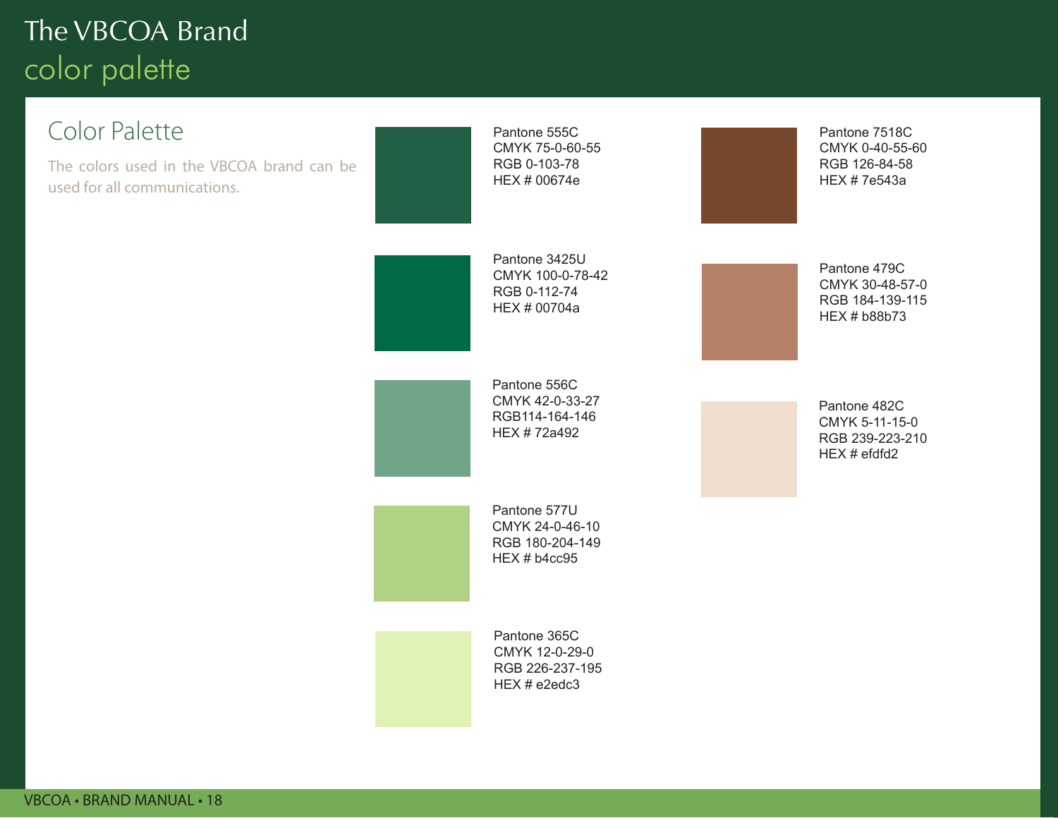# The VBCOA Brand

## color palette

### Color Palette

The colors used in the VBCOA brand can be used for all communications.

Pantone 555C
CMYK 75-0-60-55
RGB 0-103-78
HEX # 00674e

Pantone 3425U
CMYK 100-0-78-42
RGB 0-112-74
HEX # 00704a

Pantone 556C
CMYK 42-0-33-27
RGB114-164-146
HEX # 72a492

Pantone 577U
CMYK 24-0-46-10
RGB 180-204-149
HEX # b4cc95

Pantone 365C
CMYK 12-0-29-0
RGB 226-237-195
HEX # e2edc3

Pantone 7518C
CMYK 0-40-55-60
RGB 126-84-58
HEX # 7e543a

Pantone 479C
CMYK 30-48-57-0
RGB 184-139-115
HEX # b88b73

Pantone 482C
CMYK 5-11-15-0
RGB 239-223-210
HEX # efdfd2